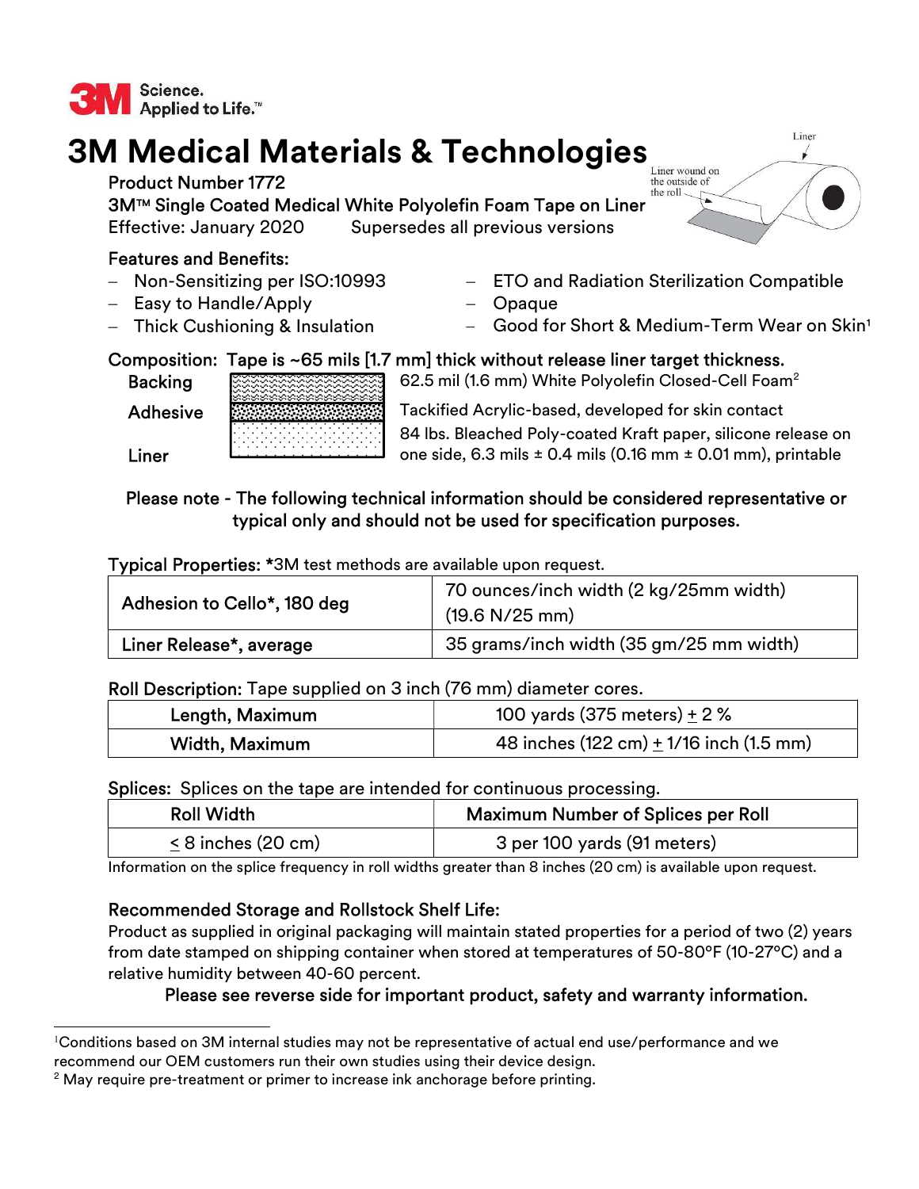3M Science. Applied to Life.™

# 3M Medical Materials & Technologies

**Product Number 1772**

**3M™ Single Coated Medical White Polyolefin Foam Tape on Liner**

Effective: January 2020 Supersedes all previous versions

Liner

Liner wound on the outside of the roll

## Features and Benefits:

- Non-Sensitizing per ISO:10993
- Easy to Handle/Apply
- Thick Cushioning & Insulation
- ETO and Radiation Sterilization Compatible
- Opaque
- Good for Short & Medium-Term Wear on Skin[1]

**Composition: Tape is ~65 mils [1.7 mm] thick without release liner target thickness.**

| | |
|---|---|
| Backing | 62.5 mil (1.6 mm) White Polyolefin Closed-Cell Foam[2] |
| Adhesive | Tackified Acrylic-based, developed for skin contact |
| Liner | 84 lbs. Bleached Poly-coated Kraft paper, silicone release on one side, 6.3 mils ± 0.4 mils (0.16 mm ± 0.01 mm), printable |

**Please note - The following technical information should be considered representative or typical only and should not be used for specification purposes.**

Typical Properties: *3M test methods are available upon request.

| | |
|---|---|
| Adhesion to Cello*, 180 deg | 70 ounces/inch width (2 kg/25mm width) (19.6 N/25 mm) |
| Liner Release*, average | 35 grams/inch width (35 gm/25 mm width) |

Roll Description: Tape supplied on 3 inch (76 mm) diameter cores.

| | |
|---|---|
| Length, Maximum | 100 yards (375 meters) ± 2 % |
| Width, Maximum | 48 inches (122 cm) ± 1/16 inch (1.5 mm) |

Splices: Splices on the tape are intended for continuous processing.

| Roll Width | Maximum Number of Splices per Roll |
|---|---|
| ≤ 8 inches (20 cm) | 3 per 100 yards (91 meters) |

Information on the splice frequency in roll widths greater than 8 inches (20 cm) is available upon request.

### Recommended Storage and Rollstock Shelf Life:

Product as supplied in original packaging will maintain stated properties for a period of two (2) years from date stamped on shipping container when stored at temperatures of 50-80°F (10-27°C) and a relative humidity between 40-60 percent.

**Please see reverse side for important product, safety and warranty information.**

---

[1] Conditions based on 3M internal studies may not be representative of actual end use/performance and we recommend our OEM customers run their own studies using their device design.

[2] May require pre-treatment or primer to increase ink anchorage before printing.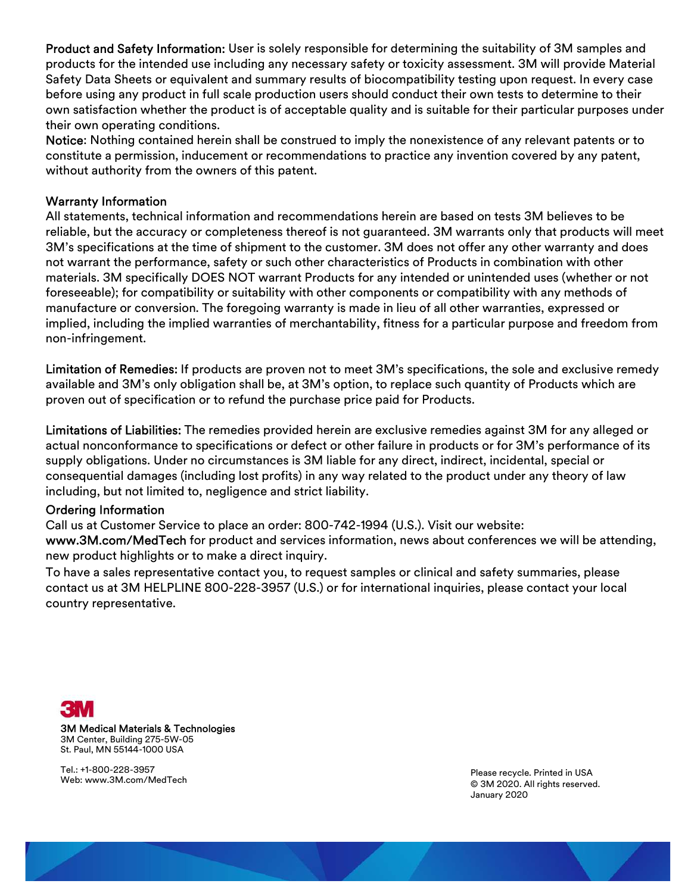**Product and Safety Information:** User is solely responsible for determining the suitability of 3M samples and products for the intended use including any necessary safety or toxicity assessment. 3M will provide Material Safety Data Sheets or equivalent and summary results of biocompatibility testing upon request. In every case before using any product in full scale production users should conduct their own tests to determine to their own satisfaction whether the product is of acceptable quality and is suitable for their particular purposes under their own operating conditions.

**Notice:** Nothing contained herein shall be construed to imply the nonexistence of any relevant patents or to constitute a permission, inducement or recommendations to practice any invention covered by any patent, without authority from the owners of this patent.

## Warranty Information

All statements, technical information and recommendations herein are based on tests 3M believes to be reliable, but the accuracy or completeness thereof is not guaranteed. 3M warrants only that products will meet 3M's specifications at the time of shipment to the customer. 3M does not offer any other warranty and does not warrant the performance, safety or such other characteristics of Products in combination with other materials. 3M specifically DOES NOT warrant Products for any intended or unintended uses (whether or not foreseeable); for compatibility or suitability with other components or compatibility with any methods of manufacture or conversion. The foregoing warranty is made in lieu of all other warranties, expressed or implied, including the implied warranties of merchantability, fitness for a particular purpose and freedom from non-infringement.

**Limitation of Remedies:** If products are proven not to meet 3M's specifications, the sole and exclusive remedy available and 3M's only obligation shall be, at 3M's option, to replace such quantity of Products which are proven out of specification or to refund the purchase price paid for Products.

**Limitations of Liabilities:** The remedies provided herein are exclusive remedies against 3M for any alleged or actual nonconformance to specifications or defect or other failure in products or for 3M's performance of its supply obligations. Under no circumstances is 3M liable for any direct, indirect, incidental, special or consequential damages (including lost profits) in any way related to the product under any theory of law including, but not limited to, negligence and strict liability.

## Ordering Information

Call us at Customer Service to place an order: 800-742-1994 (U.S.). Visit our website: **www.3M.com/MedTech** for product and services information, news about conferences we will be attending, new product highlights or to make a direct inquiry.

To have a sales representative contact you, to request samples or clinical and safety summaries, please contact us at 3M HELPLINE 800-228-3957 (U.S.) or for international inquiries, please contact your local country representative.

3M

**3M Medical Materials & Technologies**
3M Center, Building 275-5W-05
St. Paul, MN 55144-1000 USA

Tel.: +1-800-228-3957
Web: www.3M.com/MedTech

Please recycle. Printed in USA
© 3M 2020. All rights reserved.
January 2020